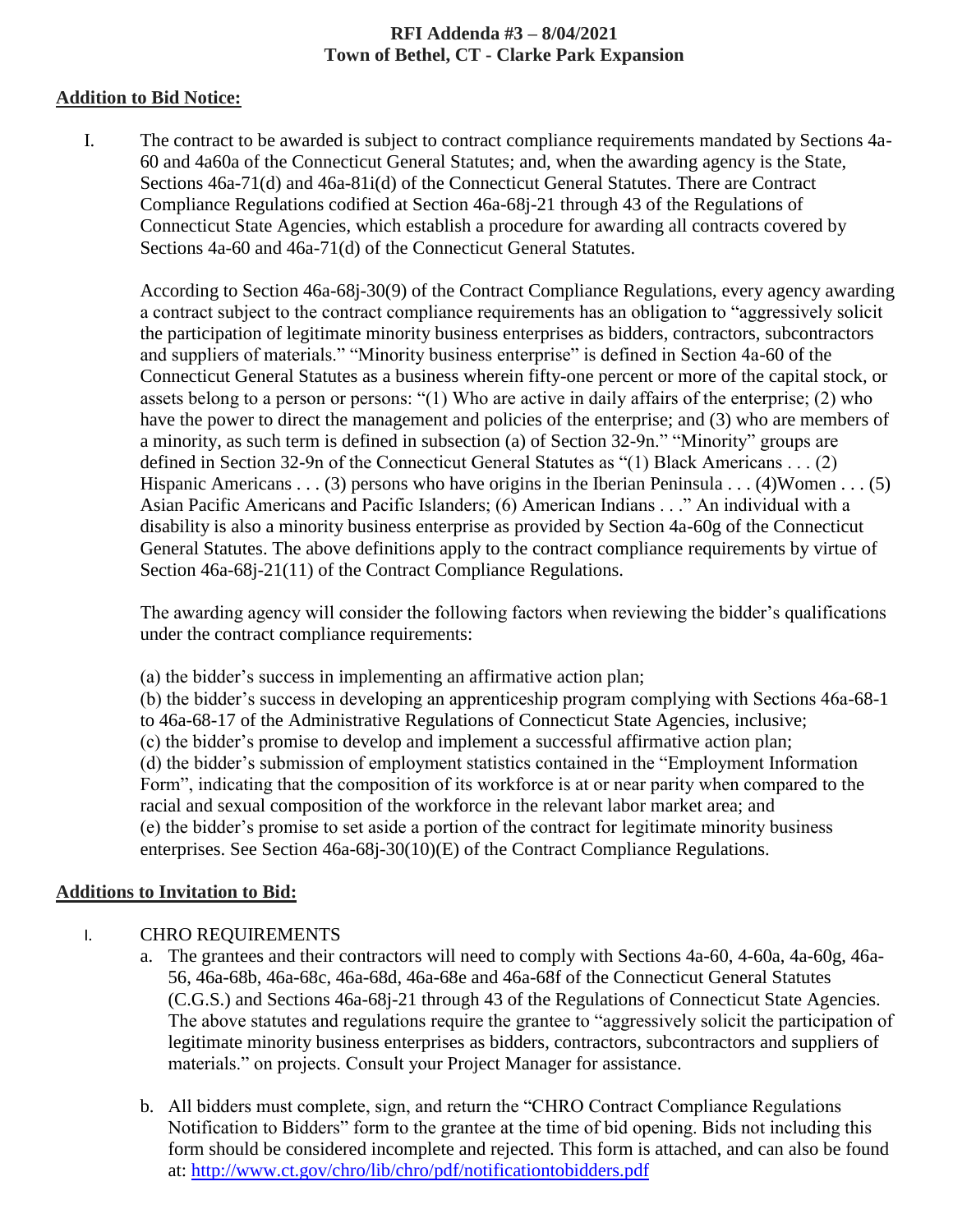**RFI Addenda #3 – 8/04/2021**
**Town of Bethel, CT - Clarke Park Expansion**

## Addition to Bid Notice:

I. The contract to be awarded is subject to contract compliance requirements mandated by Sections 4a-60 and 4a60a of the Connecticut General Statutes; and, when the awarding agency is the State, Sections 46a-71(d) and 46a-81i(d) of the Connecticut General Statutes. There are Contract Compliance Regulations codified at Section 46a-68j-21 through 43 of the Regulations of Connecticut State Agencies, which establish a procedure for awarding all contracts covered by Sections 4a-60 and 46a-71(d) of the Connecticut General Statutes.

According to Section 46a-68j-30(9) of the Contract Compliance Regulations, every agency awarding a contract subject to the contract compliance requirements has an obligation to "aggressively solicit the participation of legitimate minority business enterprises as bidders, contractors, subcontractors and suppliers of materials." "Minority business enterprise" is defined in Section 4a-60 of the Connecticut General Statutes as a business wherein fifty-one percent or more of the capital stock, or assets belong to a person or persons: "(1) Who are active in daily affairs of the enterprise; (2) who have the power to direct the management and policies of the enterprise; and (3) who are members of a minority, as such term is defined in subsection (a) of Section 32-9n." "Minority" groups are defined in Section 32-9n of the Connecticut General Statutes as "(1) Black Americans . . . (2) Hispanic Americans . . . (3) persons who have origins in the Iberian Peninsula . . . (4)Women . . . (5) Asian Pacific Americans and Pacific Islanders; (6) American Indians . . ." An individual with a disability is also a minority business enterprise as provided by Section 4a-60g of the Connecticut General Statutes. The above definitions apply to the contract compliance requirements by virtue of Section 46a-68j-21(11) of the Contract Compliance Regulations.

The awarding agency will consider the following factors when reviewing the bidder's qualifications under the contract compliance requirements:

(a) the bidder's success in implementing an affirmative action plan;
(b) the bidder's success in developing an apprenticeship program complying with Sections 46a-68-1 to 46a-68-17 of the Administrative Regulations of Connecticut State Agencies, inclusive;
(c) the bidder's promise to develop and implement a successful affirmative action plan;
(d) the bidder's submission of employment statistics contained in the "Employment Information Form", indicating that the composition of its workforce is at or near parity when compared to the racial and sexual composition of the workforce in the relevant labor market area; and
(e) the bidder's promise to set aside a portion of the contract for legitimate minority business enterprises. See Section 46a-68j-30(10)(E) of the Contract Compliance Regulations.

## Additions to Invitation to Bid:

I. CHRO REQUIREMENTS

a. The grantees and their contractors will need to comply with Sections 4a-60, 4-60a, 4a-60g, 46a-56, 46a-68b, 46a-68c, 46a-68d, 46a-68e and 46a-68f of the Connecticut General Statutes (C.G.S.) and Sections 46a-68j-21 through 43 of the Regulations of Connecticut State Agencies. The above statutes and regulations require the grantee to "aggressively solicit the participation of legitimate minority business enterprises as bidders, contractors, subcontractors and suppliers of materials." on projects. Consult your Project Manager for assistance.

b. All bidders must complete, sign, and return the "CHRO Contract Compliance Regulations Notification to Bidders" form to the grantee at the time of bid opening. Bids not including this form should be considered incomplete and rejected. This form is attached, and can also be found at: http://www.ct.gov/chro/lib/chro/pdf/notificationtobidders.pdf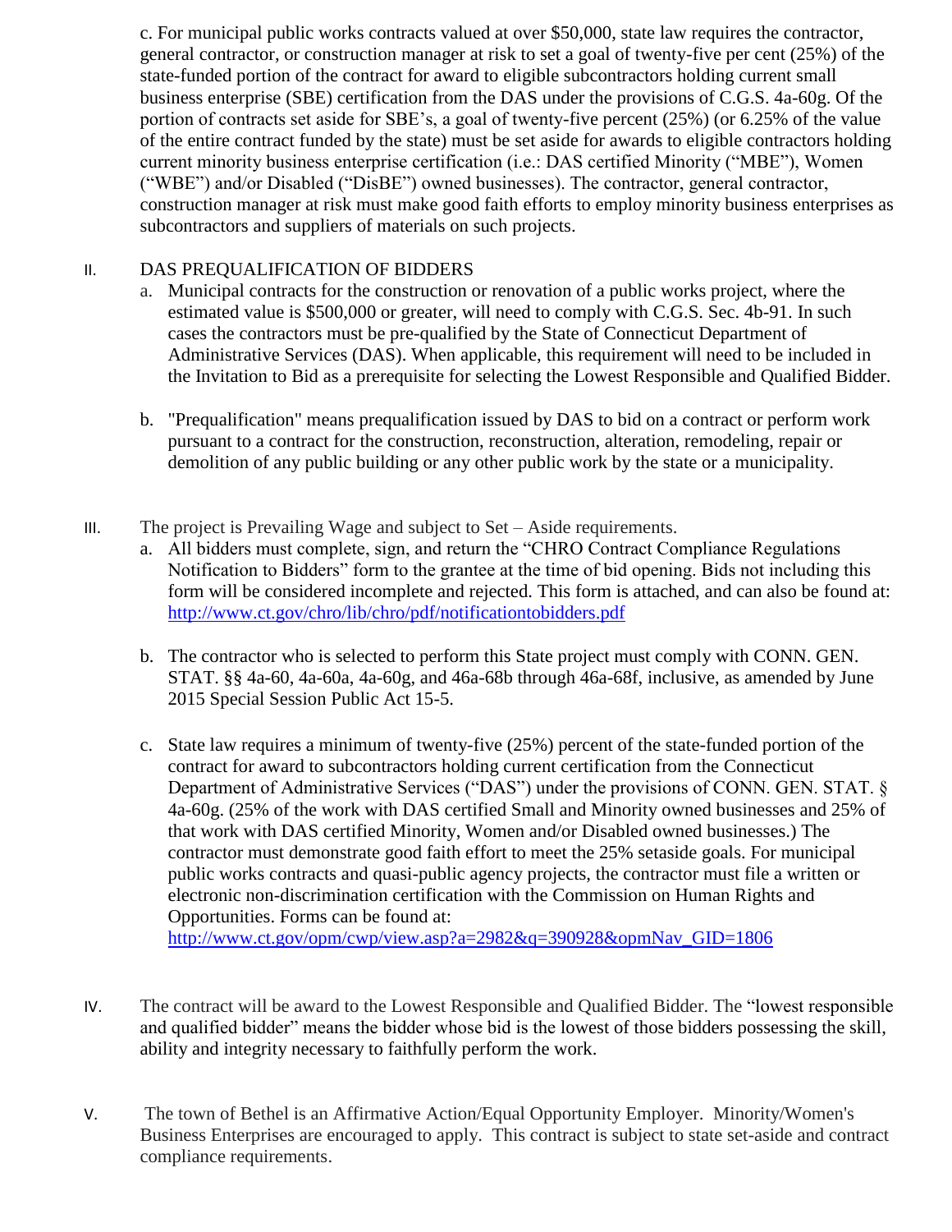c. For municipal public works contracts valued at over $50,000, state law requires the contractor, general contractor, or construction manager at risk to set a goal of twenty-five per cent (25%) of the state-funded portion of the contract for award to eligible subcontractors holding current small business enterprise (SBE) certification from the DAS under the provisions of C.G.S. 4a-60g. Of the portion of contracts set aside for SBE's, a goal of twenty-five percent (25%) (or 6.25% of the value of the entire contract funded by the state) must be set aside for awards to eligible contractors holding current minority business enterprise certification (i.e.: DAS certified Minority ("MBE"), Women ("WBE") and/or Disabled ("DisBE") owned businesses). The contractor, general contractor, construction manager at risk must make good faith efforts to employ minority business enterprises as subcontractors and suppliers of materials on such projects.

II. DAS PREQUALIFICATION OF BIDDERS

a. Municipal contracts for the construction or renovation of a public works project, where the estimated value is $500,000 or greater, will need to comply with C.G.S. Sec. 4b-91. In such cases the contractors must be pre-qualified by the State of Connecticut Department of Administrative Services (DAS). When applicable, this requirement will need to be included in the Invitation to Bid as a prerequisite for selecting the Lowest Responsible and Qualified Bidder.

b. "Prequalification" means prequalification issued by DAS to bid on a contract or perform work pursuant to a contract for the construction, reconstruction, alteration, remodeling, repair or demolition of any public building or any other public work by the state or a municipality.

III. The project is Prevailing Wage and subject to Set – Aside requirements.

a. All bidders must complete, sign, and return the "CHRO Contract Compliance Regulations Notification to Bidders" form to the grantee at the time of bid opening. Bids not including this form will be considered incomplete and rejected. This form is attached, and can also be found at: [http://www.ct.gov/chro/lib/chro/pdf/notificationtobidders.pdf](http://www.ct.gov/chro/lib/chro/pdf/notificationtobidders.pdf)

b. The contractor who is selected to perform this State project must comply with CONN. GEN. STAT. §§ 4a-60, 4a-60a, 4a-60g, and 46a-68b through 46a-68f, inclusive, as amended by June 2015 Special Session Public Act 15-5.

c. State law requires a minimum of twenty-five (25%) percent of the state-funded portion of the contract for award to subcontractors holding current certification from the Connecticut Department of Administrative Services ("DAS") under the provisions of CONN. GEN. STAT. § 4a-60g. (25% of the work with DAS certified Small and Minority owned businesses and 25% of that work with DAS certified Minority, Women and/or Disabled owned businesses.) The contractor must demonstrate good faith effort to meet the 25% setaside goals. For municipal public works contracts and quasi-public agency projects, the contractor must file a written or electronic non-discrimination certification with the Commission on Human Rights and Opportunities. Forms can be found at: [http://www.ct.gov/opm/cwp/view.asp?a=2982&q=390928&opmNav_GID=1806](http://www.ct.gov/opm/cwp/view.asp?a=2982&q=390928&opmNav_GID=1806)

IV. The contract will be award to the Lowest Responsible and Qualified Bidder. The "lowest responsible and qualified bidder" means the bidder whose bid is the lowest of those bidders possessing the skill, ability and integrity necessary to faithfully perform the work.

V. The town of Bethel is an Affirmative Action/Equal Opportunity Employer. Minority/Women's Business Enterprises are encouraged to apply. This contract is subject to state set-aside and contract compliance requirements.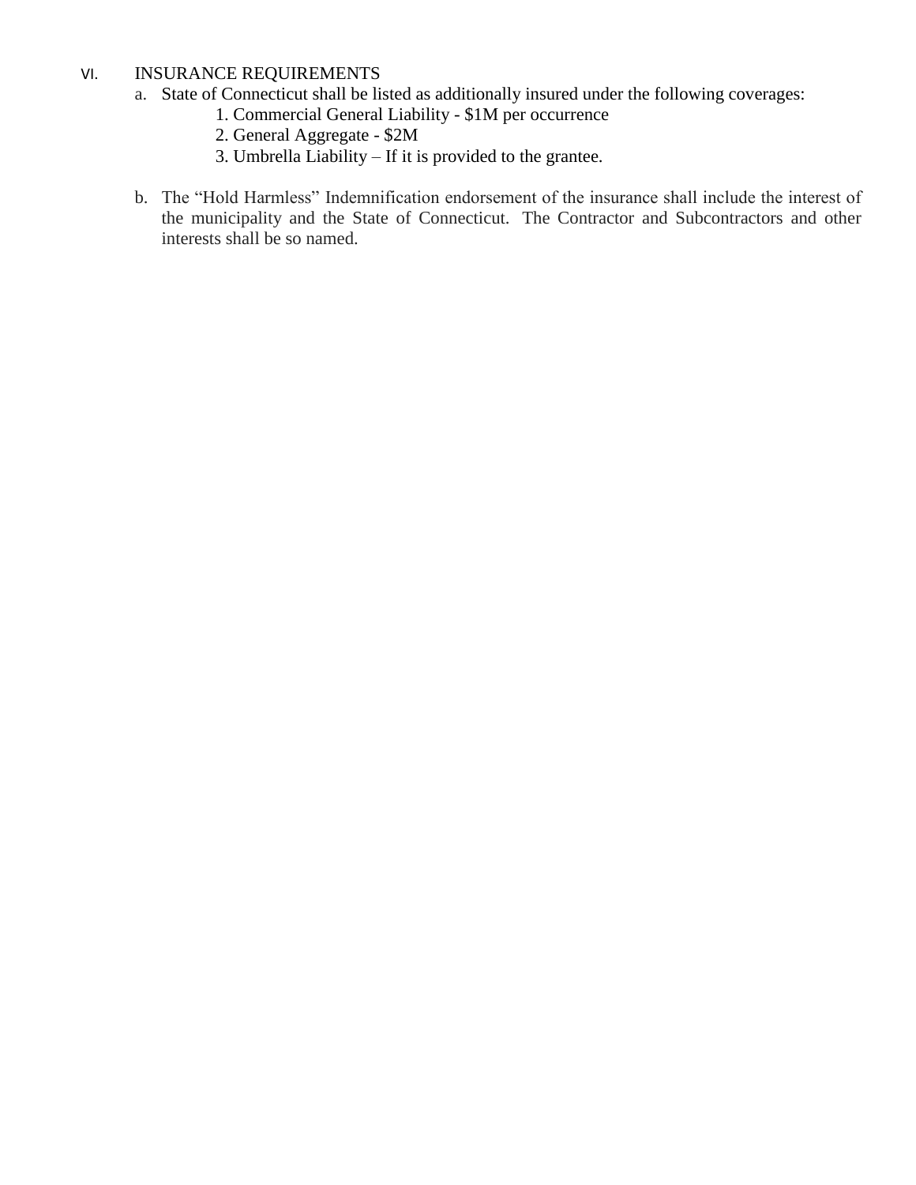## VI. INSURANCE REQUIREMENTS

a. State of Connecticut shall be listed as additionally insured under the following coverages:

   1. Commercial General Liability - $1M per occurrence
   2. General Aggregate - $2M
   3. Umbrella Liability – If it is provided to the grantee.

b. The "Hold Harmless" Indemnification endorsement of the insurance shall include the interest of the municipality and the State of Connecticut. The Contractor and Subcontractors and other interests shall be so named.